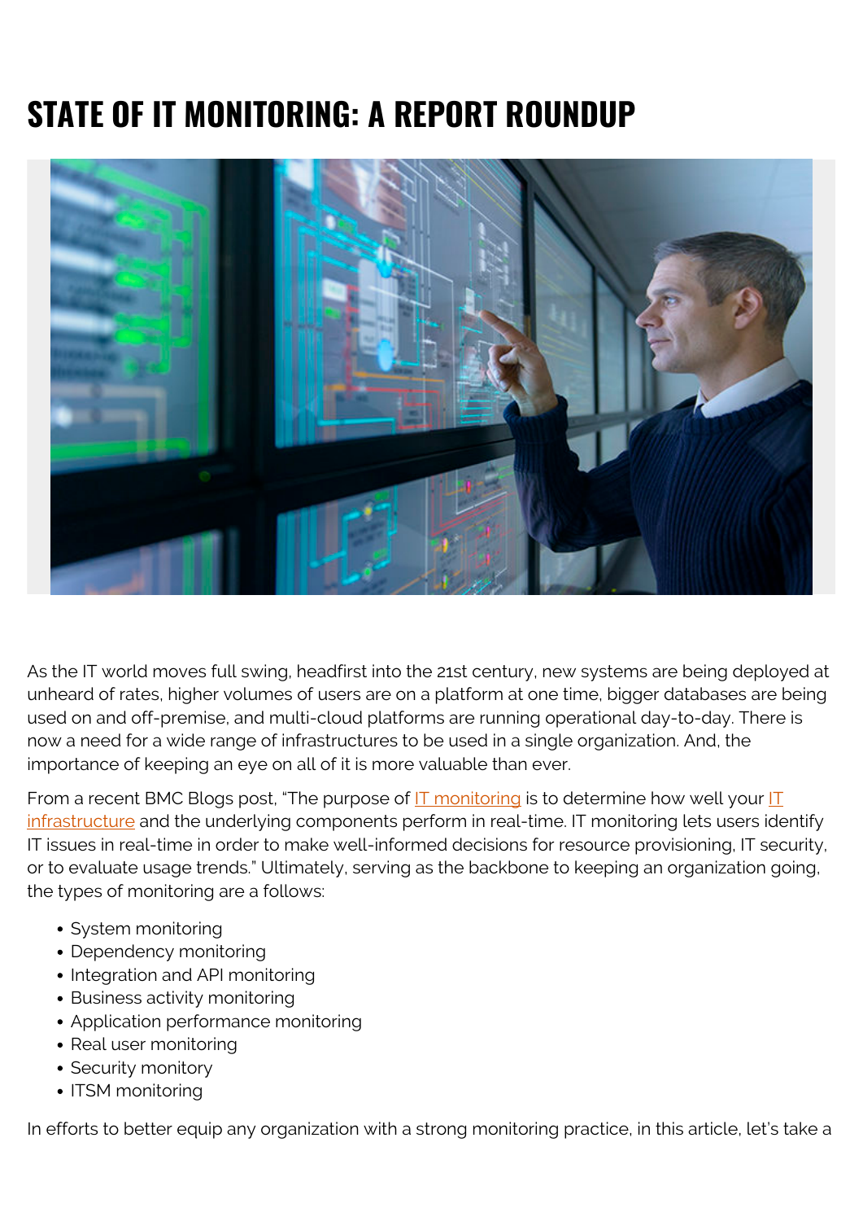# STATE OF IT MONITORING: A REPORT ROUNDUP

As the IT world moves full swing, headfirst into the 21st century, new systems are being deployed at unheard of rates, higher volumes of users are on a platform at one time, bigger databases are being used on and off-premise, and multi-cloud platforms are running operational day-to-day. There is now a need for a wide range of infrastructures to be used in a single organization. And, the importance of keeping an eye on all of it is more valuable than ever.

From a recent BMC Blogs post, "The purpose of IT monitoring is to determine how well your IT infrastructure and the underlying components perform in real-time. IT monitoring lets users identify IT issues in real-time in order to make well-informed decisions for resource provisioning, IT security, or to evaluate usage trends." Ultimately, serving as the backbone to keeping an organization going, the types of monitoring are a follows:

- System monitoring
- Dependency monitoring
- Integration and API monitoring
- Business activity monitoring
- Application performance monitoring
- Real user monitoring
- Security monitory
- ITSM monitoring

In efforts to better equip any organization with a strong monitoring practice, in this article, let's take a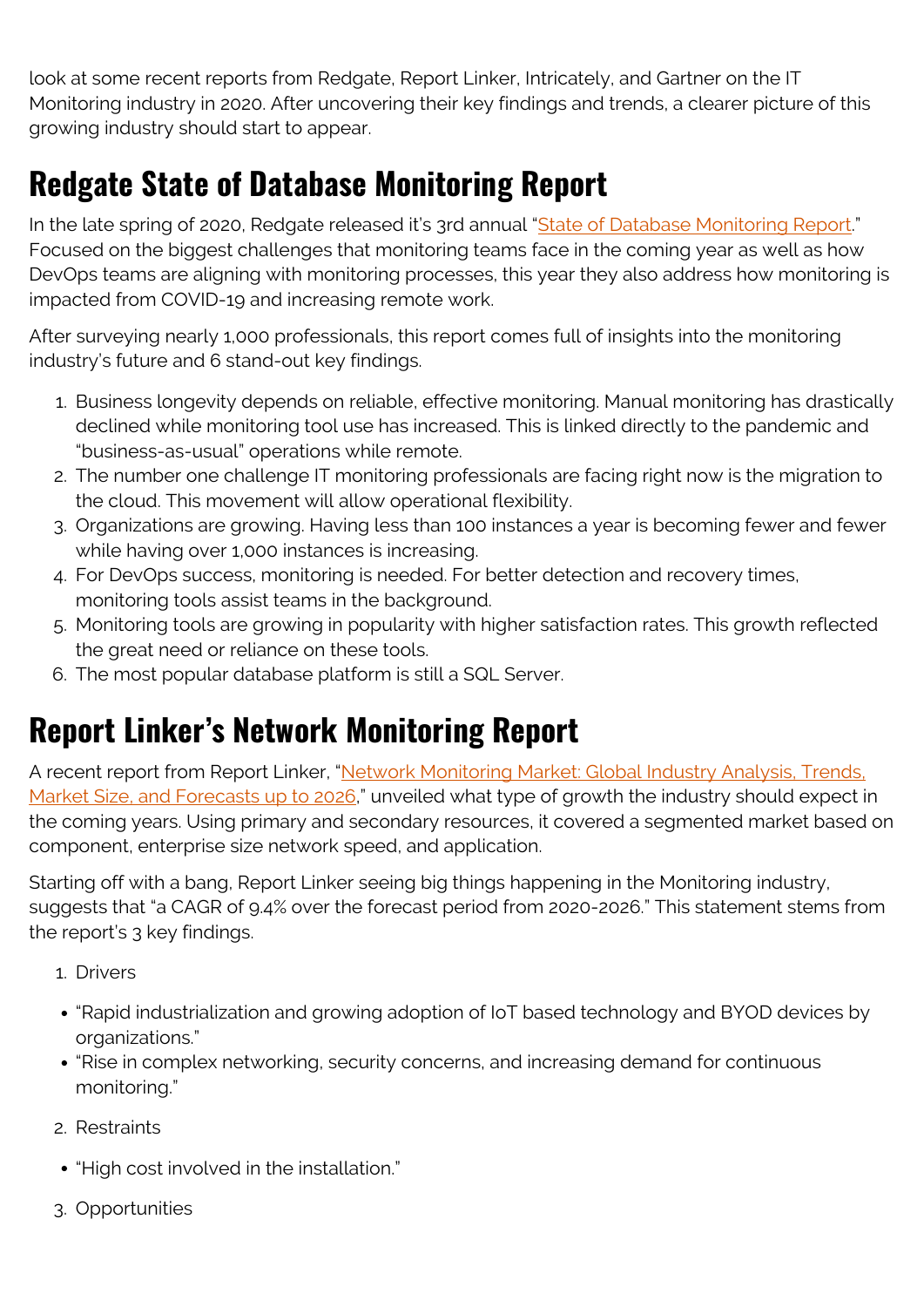look at some recent reports from Redgate, Report Linker, Intricately, and Gartner on the IT Monitoring industry in 2020. After uncovering their key findings and trends, a clearer picture of this growing industry should start to appear.

## Redgate State of Database Monitoring Report

In the late spring of 2020, Redgate released it's 3rd annual "State of Database Monitoring Report." Focused on the biggest challenges that monitoring teams face in the coming year as well as how DevOps teams are aligning with monitoring processes, this year they also address how monitoring is impacted from COVID-19 and increasing remote work.

After surveying nearly 1,000 professionals, this report comes full of insights into the monitoring industry's future and 6 stand-out key findings.

1. Business longevity depends on reliable, effective monitoring. Manual monitoring has drastically declined while monitoring tool use has increased. This is linked directly to the pandemic and "business-as-usual" operations while remote.
2. The number one challenge IT monitoring professionals are facing right now is the migration to the cloud. This movement will allow operational flexibility.
3. Organizations are growing. Having less than 100 instances a year is becoming fewer and fewer while having over 1,000 instances is increasing.
4. For DevOps success, monitoring is needed. For better detection and recovery times, monitoring tools assist teams in the background.
5. Monitoring tools are growing in popularity with higher satisfaction rates. This growth reflected the great need or reliance on these tools.
6. The most popular database platform is still a SQL Server.

## Report Linker's Network Monitoring Report

A recent report from Report Linker, "Network Monitoring Market: Global Industry Analysis, Trends, Market Size, and Forecasts up to 2026," unveiled what type of growth the industry should expect in the coming years. Using primary and secondary resources, it covered a segmented market based on component, enterprise size network speed, and application.

Starting off with a bang, Report Linker seeing big things happening in the Monitoring industry, suggests that "a CAGR of 9.4% over the forecast period from 2020-2026." This statement stems from the report's 3 key findings.

1. Drivers

- "Rapid industrialization and growing adoption of IoT based technology and BYOD devices by organizations."
- "Rise in complex networking, security concerns, and increasing demand for continuous monitoring."

2. Restraints

- "High cost involved in the installation."

3. Opportunities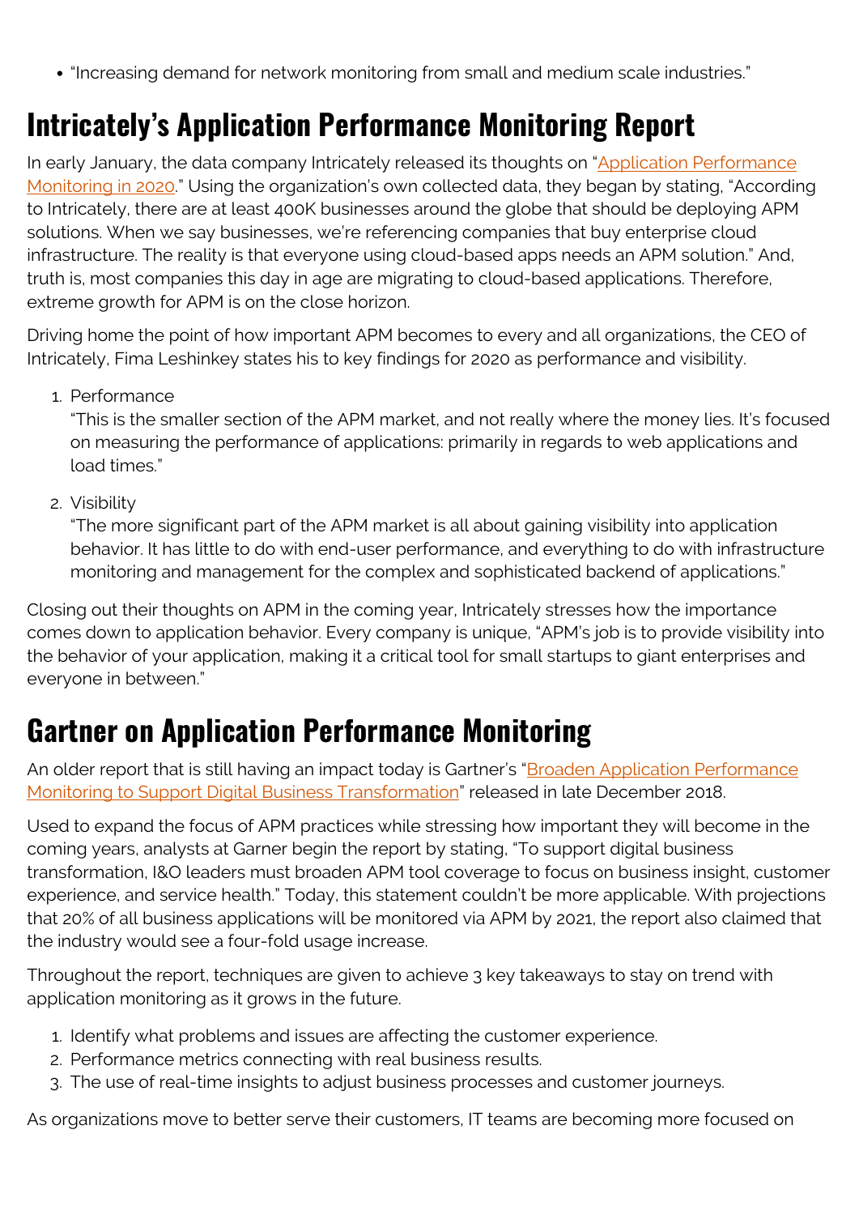- "Increasing demand for network monitoring from small and medium scale industries."

## Intricately's Application Performance Monitoring Report

In early January, the data company Intricately released its thoughts on "[Application Performance Monitoring in 2020](#)." Using the organization's own collected data, they began by stating, "According to Intricately, there are at least 400K businesses around the globe that should be deploying APM solutions. When we say businesses, we're referencing companies that buy enterprise cloud infrastructure. The reality is that everyone using cloud-based apps needs an APM solution." And, truth is, most companies this day in age are migrating to cloud-based applications. Therefore, extreme growth for APM is on the close horizon.

Driving home the point of how important APM becomes to every and all organizations, the CEO of Intricately, Fima Leshinkey states his to key findings for 2020 as performance and visibility.

1. Performance
   "This is the smaller section of the APM market, and not really where the money lies. It's focused on measuring the performance of applications: primarily in regards to web applications and load times."
2. Visibility
   "The more significant part of the APM market is all about gaining visibility into application behavior. It has little to do with end-user performance, and everything to do with infrastructure monitoring and management for the complex and sophisticated backend of applications."

Closing out their thoughts on APM in the coming year, Intricately stresses how the importance comes down to application behavior. Every company is unique, "APM's job is to provide visibility into the behavior of your application, making it a critical tool for small startups to giant enterprises and everyone in between."

## Gartner on Application Performance Monitoring

An older report that is still having an impact today is Gartner's "[Broaden Application Performance Monitoring to Support Digital Business Transformation](#)" released in late December 2018.

Used to expand the focus of APM practices while stressing how important they will become in the coming years, analysts at Garner begin the report by stating, "To support digital business transformation, I&O leaders must broaden APM tool coverage to focus on business insight, customer experience, and service health." Today, this statement couldn't be more applicable. With projections that 20% of all business applications will be monitored via APM by 2021, the report also claimed that the industry would see a four-fold usage increase.

Throughout the report, techniques are given to achieve 3 key takeaways to stay on trend with application monitoring as it grows in the future.

1. Identify what problems and issues are affecting the customer experience.
2. Performance metrics connecting with real business results.
3. The use of real-time insights to adjust business processes and customer journeys.

As organizations move to better serve their customers, IT teams are becoming more focused on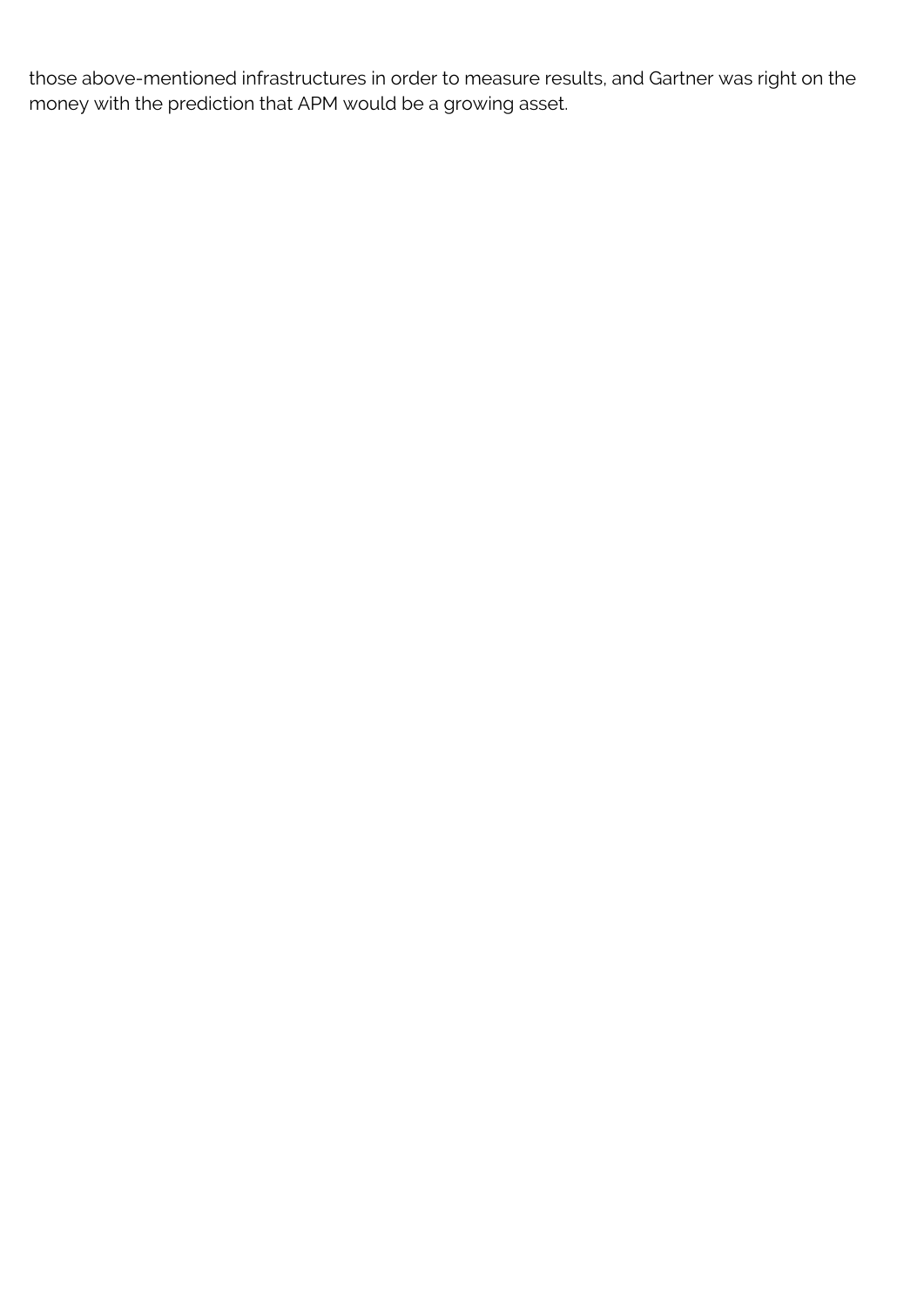those above-mentioned infrastructures in order to measure results, and Gartner was right on the money with the prediction that APM would be a growing asset.